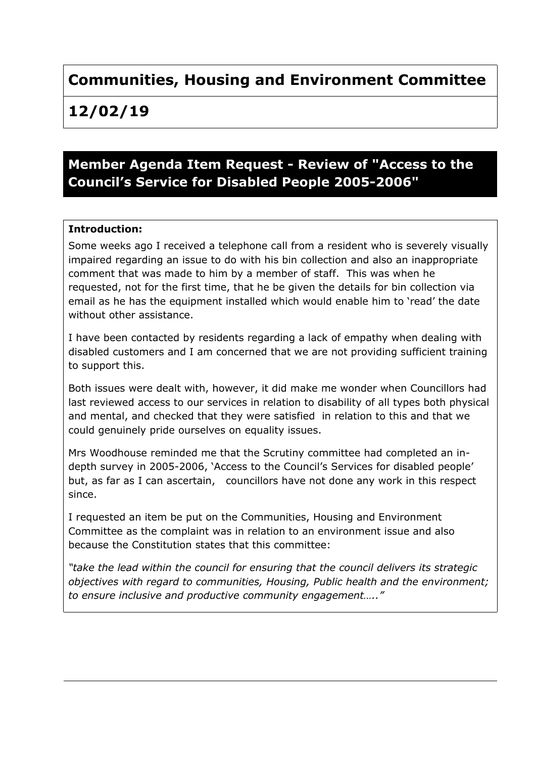# Communities, Housing and Environment Committee

# 12/02/19

## Member Agenda Item Request - Review of "Access to the Council's Service for Disabled People 2005-2006"

**Introduction:**

Some weeks ago I received a telephone call from a resident who is severely visually impaired regarding an issue to do with his bin collection and also an inappropriate comment that was made to him by a member of staff. This was when he requested, not for the first time, that he be given the details for bin collection via email as he has the equipment installed which would enable him to 'read' the date without other assistance.

I have been contacted by residents regarding a lack of empathy when dealing with disabled customers and I am concerned that we are not providing sufficient training to support this.

Both issues were dealt with, however, it did make me wonder when Councillors had last reviewed access to our services in relation to disability of all types both physical and mental, and checked that they were satisfied in relation to this and that we could genuinely pride ourselves on equality issues.

Mrs Woodhouse reminded me that the Scrutiny committee had completed an in-depth survey in 2005-2006, 'Access to the Council's Services for disabled people' but, as far as I can ascertain, councillors have not done any work in this respect since.

I requested an item be put on the Communities, Housing and Environment Committee as the complaint was in relation to an environment issue and also because the Constitution states that this committee:

*"take the lead within the council for ensuring that the council delivers its strategic objectives with regard to communities, Housing, Public health and the environment; to ensure inclusive and productive community engagement….."*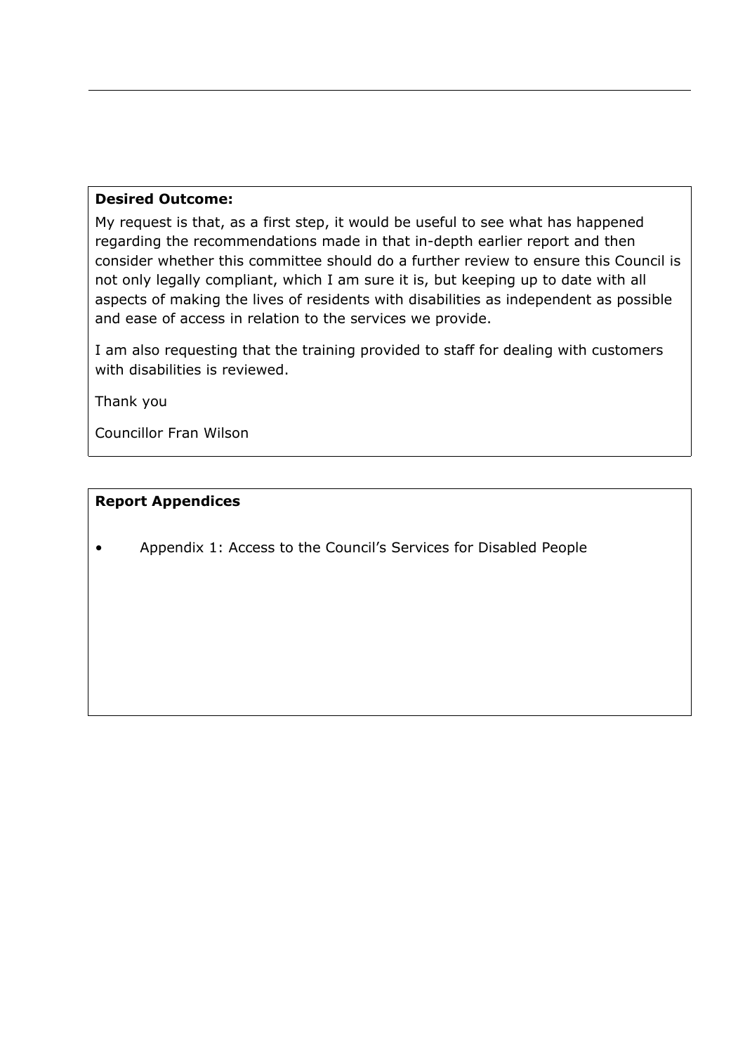**Desired Outcome:**

My request is that, as a first step, it would be useful to see what has happened regarding the recommendations made in that in-depth earlier report and then consider whether this committee should do a further review to ensure this Council is not only legally compliant, which I am sure it is, but keeping up to date with all aspects of making the lives of residents with disabilities as independent as possible and ease of access in relation to the services we provide.

I am also requesting that the training provided to staff for dealing with customers with disabilities is reviewed.

Thank you

Councillor Fran Wilson

**Report Appendices**

- Appendix 1: Access to the Council's Services for Disabled People